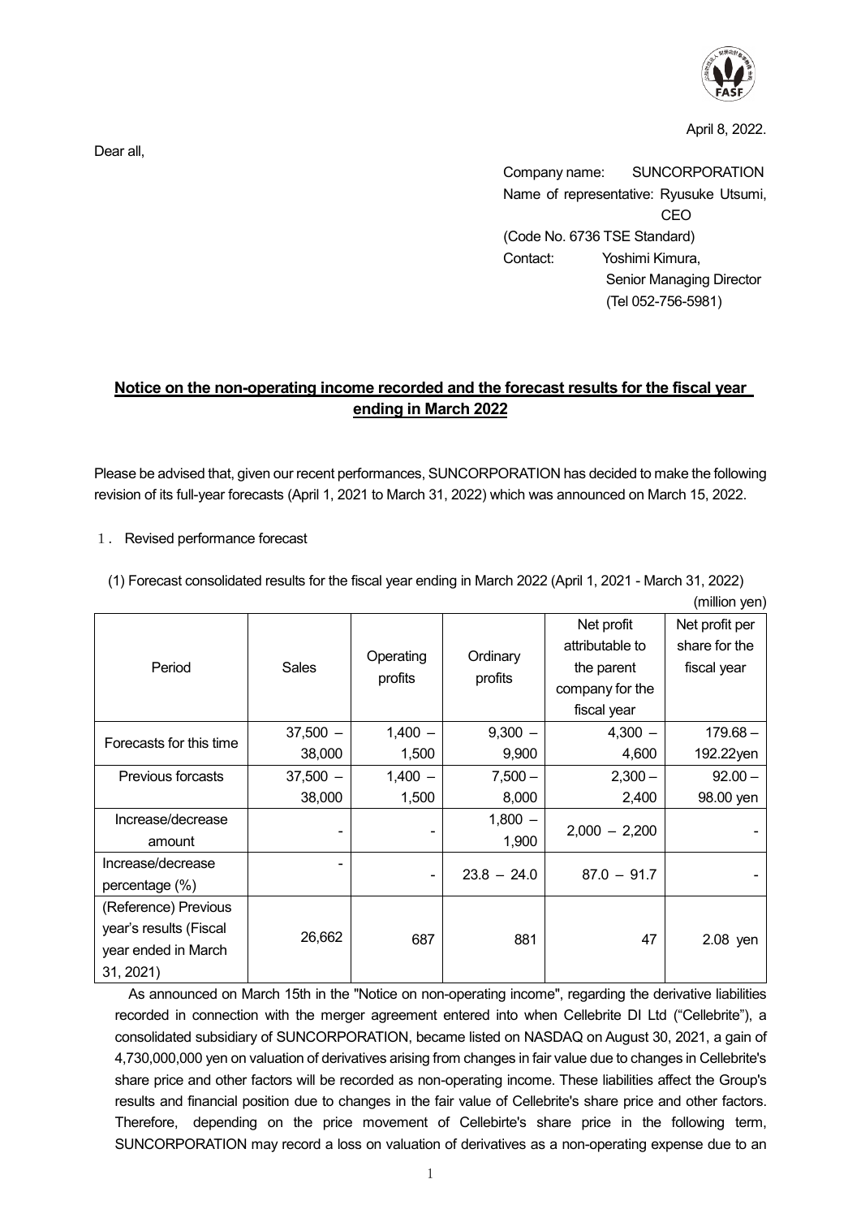April 8, 2022.

Dear all,

Company name: SUNCORPORATION
Name of representative: Ryusuke Utsumi, CEO
(Code No. 6736 TSE Standard)
Contact: Yoshimi Kimura, Senior Managing Director
(Tel 052-756-5981)

## Notice on the non-operating income recorded and the forecast results for the fiscal year ending in March 2022

Please be advised that, given our recent performances, SUNCORPORATION has decided to make the following revision of its full-year forecasts (April 1, 2021 to March 31, 2022) which was announced on March 15, 2022.

1. Revised performance forecast

(1) Forecast consolidated results for the fiscal year ending in March 2022 (April 1, 2021 - March 31, 2022)

(million yen)

| Period | Sales | Operating profits | Ordinary profits | Net profit attributable to the parent company for the fiscal year | Net profit per share for the fiscal year |
|---|---|---|---|---|---|
| Forecasts for this time | 37,500 – 38,000 | 1,400 – 1,500 | 9,300 – 9,900 | 4,300 – 4,600 | 179.68 – 192.22yen |
| Previous forcasts | 37,500 – 38,000 | 1,400 – 1,500 | 7,500 – 8,000 | 2,300 – 2,400 | 92.00 – 98.00 yen |
| Increase/decrease amount | - | - | 1,800 – 1,900 | 2,000 – 2,200 | - |
| Increase/decrease percentage (%) | - | - | 23.8 – 24.0 | 87.0 – 91.7 | - |
| (Reference) Previous year's results (Fiscal year ended in March 31, 2021) | 26,662 | 687 | 881 | 47 | 2.08 yen |

As announced on March 15th in the "Notice on non-operating income", regarding the derivative liabilities recorded in connection with the merger agreement entered into when Cellebrite DI Ltd ("Cellebrite"), a consolidated subsidiary of SUNCORPORATION, became listed on NASDAQ on August 30, 2021, a gain of 4,730,000,000 yen on valuation of derivatives arising from changes in fair value due to changes in Cellebrite's share price and other factors will be recorded as non-operating income. These liabilities affect the Group's results and financial position due to changes in the fair value of Cellebrite's share price and other factors. Therefore, depending on the price movement of Cellebirte's share price in the following term, SUNCORPORATION may record a loss on valuation of derivatives as a non-operating expense due to an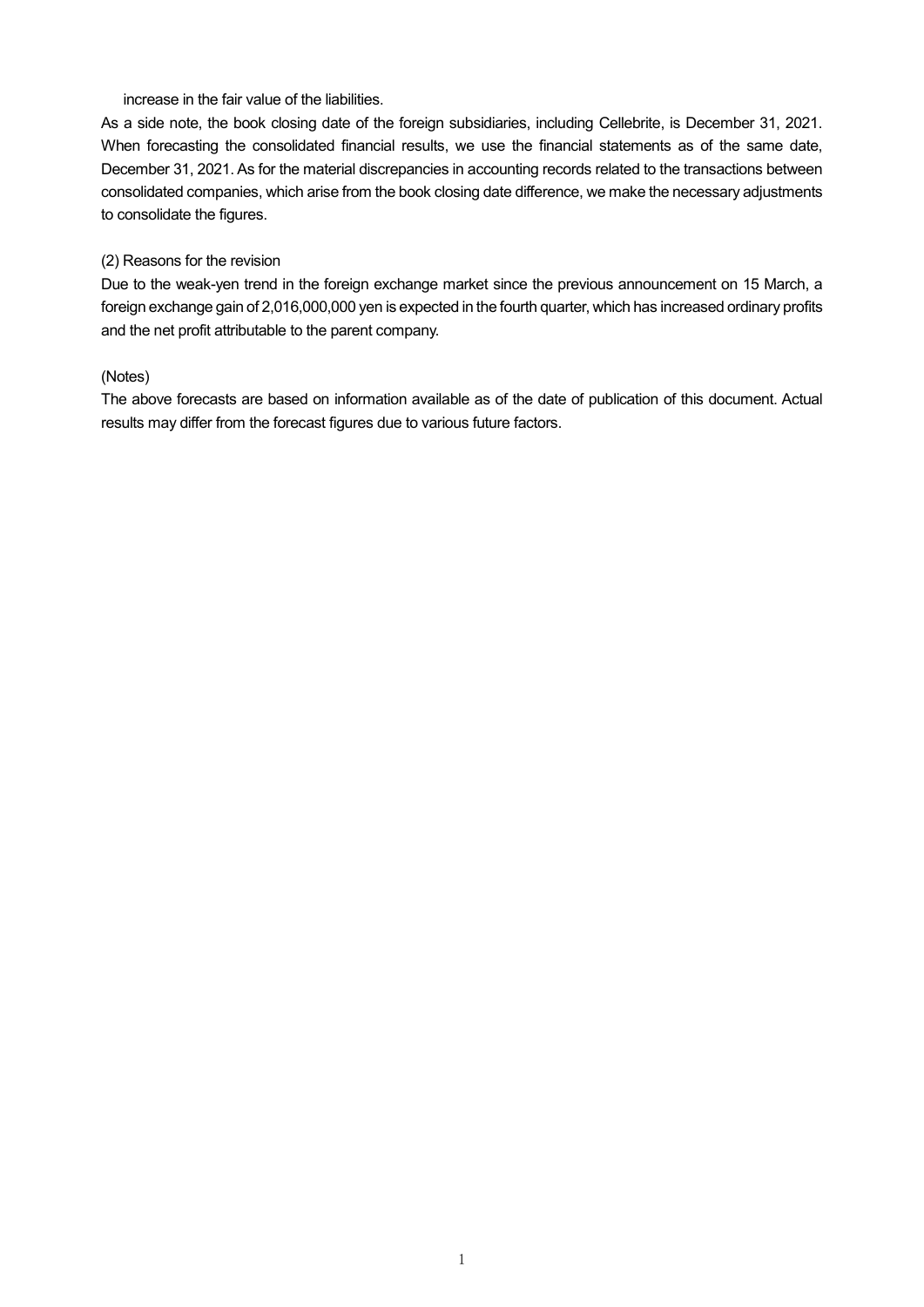increase in the fair value of the liabilities.

As a side note, the book closing date of the foreign subsidiaries, including Cellebrite, is December 31, 2021. When forecasting the consolidated financial results, we use the financial statements as of the same date, December 31, 2021. As for the material discrepancies in accounting records related to the transactions between consolidated companies, which arise from the book closing date difference, we make the necessary adjustments to consolidate the figures.

(2) Reasons for the revision

Due to the weak-yen trend in the foreign exchange market since the previous announcement on 15 March, a foreign exchange gain of 2,016,000,000 yen is expected in the fourth quarter, which has increased ordinary profits and the net profit attributable to the parent company.

(Notes)

The above forecasts are based on information available as of the date of publication of this document. Actual results may differ from the forecast figures due to various future factors.